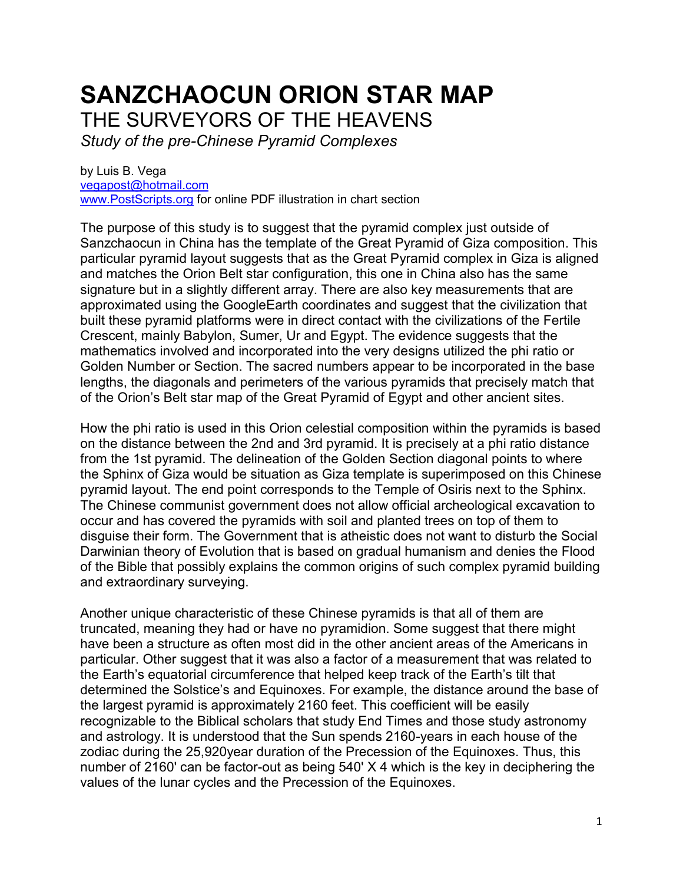# SANZCHAOCUN ORION STAR MAP

## THE SURVEYORS OF THE HEAVENS

*Study of the pre-Chinese Pyramid Complexes*

by Luis B. Vega
vegapost@hotmail.com
www.PostScripts.org for online PDF illustration in chart section

The purpose of this study is to suggest that the pyramid complex just outside of Sanzchaocun in China has the template of the Great Pyramid of Giza composition. This particular pyramid layout suggests that as the Great Pyramid complex in Giza is aligned and matches the Orion Belt star configuration, this one in China also has the same signature but in a slightly different array. There are also key measurements that are approximated using the GoogleEarth coordinates and suggest that the civilization that built these pyramid platforms were in direct contact with the civilizations of the Fertile Crescent, mainly Babylon, Sumer, Ur and Egypt. The evidence suggests that the mathematics involved and incorporated into the very designs utilized the phi ratio or Golden Number or Section. The sacred numbers appear to be incorporated in the base lengths, the diagonals and perimeters of the various pyramids that precisely match that of the Orion's Belt star map of the Great Pyramid of Egypt and other ancient sites.

How the phi ratio is used in this Orion celestial composition within the pyramids is based on the distance between the 2nd and 3rd pyramid. It is precisely at a phi ratio distance from the 1st pyramid. The delineation of the Golden Section diagonal points to where the Sphinx of Giza would be situation as Giza template is superimposed on this Chinese pyramid layout. The end point corresponds to the Temple of Osiris next to the Sphinx. The Chinese communist government does not allow official archeological excavation to occur and has covered the pyramids with soil and planted trees on top of them to disguise their form. The Government that is atheistic does not want to disturb the Social Darwinian theory of Evolution that is based on gradual humanism and denies the Flood of the Bible that possibly explains the common origins of such complex pyramid building and extraordinary surveying.

Another unique characteristic of these Chinese pyramids is that all of them are truncated, meaning they had or have no pyramidion. Some suggest that there might have been a structure as often most did in the other ancient areas of the Americans in particular. Other suggest that it was also a factor of a measurement that was related to the Earth's equatorial circumference that helped keep track of the Earth's tilt that determined the Solstice's and Equinoxes. For example, the distance around the base of the largest pyramid is approximately 2160 feet. This coefficient will be easily recognizable to the Biblical scholars that study End Times and those study astronomy and astrology. It is understood that the Sun spends 2160-years in each house of the zodiac during the 25,920year duration of the Precession of the Equinoxes. Thus, this number of 2160' can be factor-out as being 540' X 4 which is the key in deciphering the values of the lunar cycles and the Precession of the Equinoxes.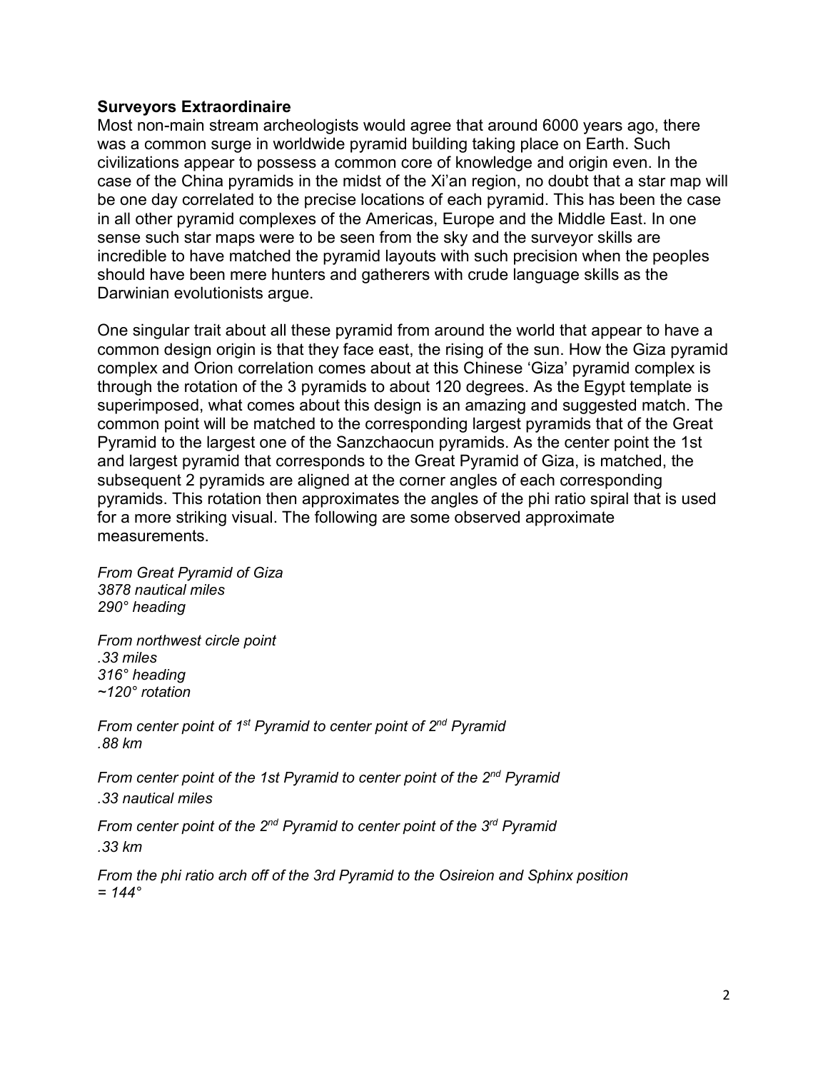**Surveyors Extraordinaire**

Most non-main stream archeologists would agree that around 6000 years ago, there was a common surge in worldwide pyramid building taking place on Earth. Such civilizations appear to possess a common core of knowledge and origin even. In the case of the China pyramids in the midst of the Xi'an region, no doubt that a star map will be one day correlated to the precise locations of each pyramid. This has been the case in all other pyramid complexes of the Americas, Europe and the Middle East. In one sense such star maps were to be seen from the sky and the surveyor skills are incredible to have matched the pyramid layouts with such precision when the peoples should have been mere hunters and gatherers with crude language skills as the Darwinian evolutionists argue.

One singular trait about all these pyramid from around the world that appear to have a common design origin is that they face east, the rising of the sun. How the Giza pyramid complex and Orion correlation comes about at this Chinese 'Giza' pyramid complex is through the rotation of the 3 pyramids to about 120 degrees. As the Egypt template is superimposed, what comes about this design is an amazing and suggested match. The common point will be matched to the corresponding largest pyramids that of the Great Pyramid to the largest one of the Sanzchaocun pyramids. As the center point the 1st and largest pyramid that corresponds to the Great Pyramid of Giza, is matched, the subsequent 2 pyramids are aligned at the corner angles of each corresponding pyramids. This rotation then approximates the angles of the phi ratio spiral that is used for a more striking visual. The following are some observed approximate measurements.

*From Great Pyramid of Giza*
*3878 nautical miles*
*290° heading*

*From northwest circle point*
*.33 miles*
*316° heading*
*~120° rotation*

*From center point of 1st Pyramid to center point of 2nd Pyramid*
*.88 km*

*From center point of the 1st Pyramid to center point of the 2nd Pyramid*
*.33 nautical miles*

*From center point of the 2nd Pyramid to center point of the 3rd Pyramid*
*.33 km*

*From the phi ratio arch off of the 3rd Pyramid to the Osireion and Sphinx position*
*= 144°*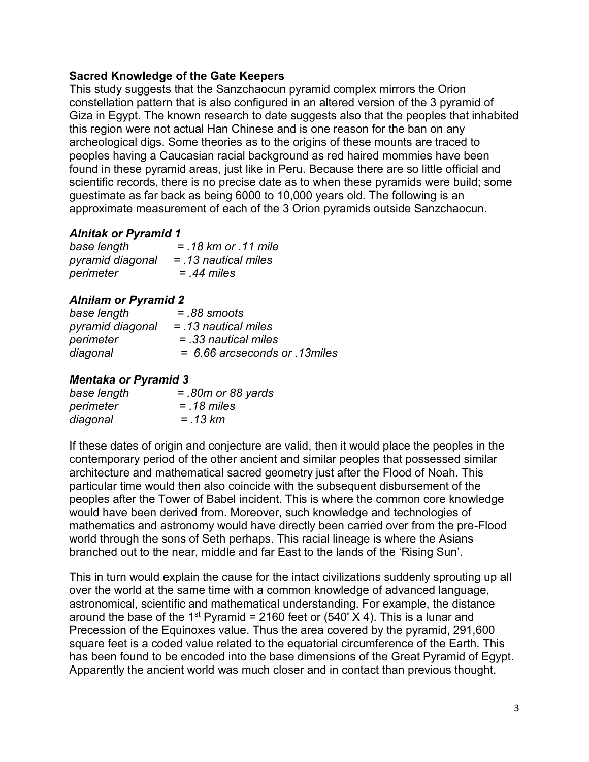**Sacred Knowledge of the Gate Keepers**

This study suggests that the Sanzchaocun pyramid complex mirrors the Orion constellation pattern that is also configured in an altered version of the 3 pyramid of Giza in Egypt. The known research to date suggests also that the peoples that inhabited this region were not actual Han Chinese and is one reason for the ban on any archeological digs. Some theories as to the origins of these mounts are traced to peoples having a Caucasian racial background as red haired mommies have been found in these pyramid areas, just like in Peru. Because there are so little official and scientific records, there is no precise date as to when these pyramids were build; some guestimate as far back as being 6000 to 10,000 years old. The following is an approximate measurement of each of the 3 Orion pyramids outside Sanzchaocun.

***Alnitak or Pyramid 1***

*base length = .18 km or .11 mile*
*pyramid diagonal = .13 nautical miles*
*perimeter = .44 miles*

***Alnilam or Pyramid 2***

*base length = .88 smoots*
*pyramid diagonal = .13 nautical miles*
*perimeter = .33 nautical miles*
*diagonal = 6.66 arcseconds or .13miles*

***Mentaka or Pyramid 3***

*base length = .80m or 88 yards*
*perimeter = .18 miles*
*diagonal = .13 km*

If these dates of origin and conjecture are valid, then it would place the peoples in the contemporary period of the other ancient and similar peoples that possessed similar architecture and mathematical sacred geometry just after the Flood of Noah. This particular time would then also coincide with the subsequent disbursement of the peoples after the Tower of Babel incident. This is where the common core knowledge would have been derived from. Moreover, such knowledge and technologies of mathematics and astronomy would have directly been carried over from the pre-Flood world through the sons of Seth perhaps. This racial lineage is where the Asians branched out to the near, middle and far East to the lands of the 'Rising Sun'.

This in turn would explain the cause for the intact civilizations suddenly sprouting up all over the world at the same time with a common knowledge of advanced language, astronomical, scientific and mathematical understanding. For example, the distance around the base of the 1st Pyramid = 2160 feet or (540' X 4). This is a lunar and Precession of the Equinoxes value. Thus the area covered by the pyramid, 291,600 square feet is a coded value related to the equatorial circumference of the Earth. This has been found to be encoded into the base dimensions of the Great Pyramid of Egypt. Apparently the ancient world was much closer and in contact than previous thought.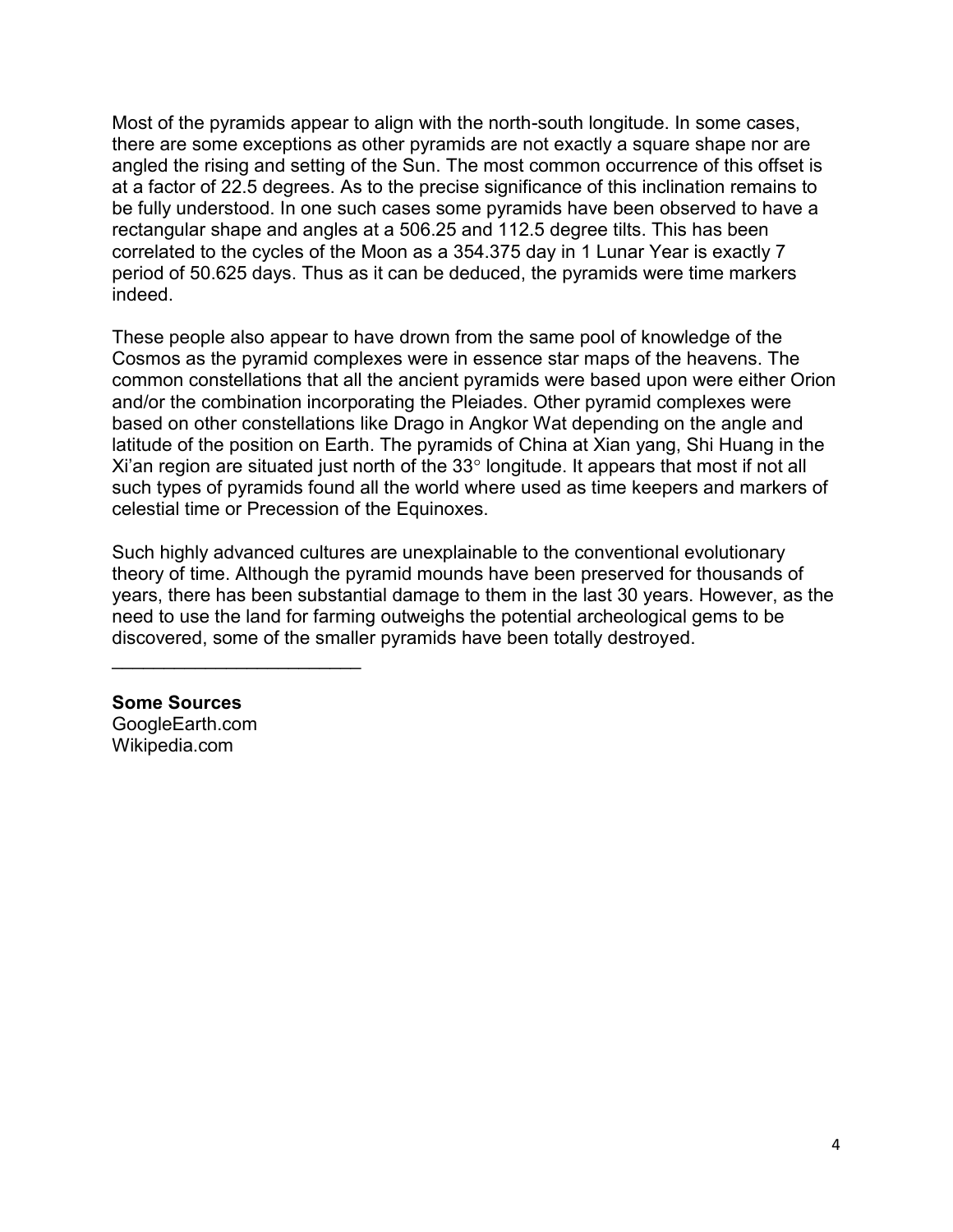Most of the pyramids appear to align with the north-south longitude. In some cases, there are some exceptions as other pyramids are not exactly a square shape nor are angled the rising and setting of the Sun. The most common occurrence of this offset is at a factor of 22.5 degrees. As to the precise significance of this inclination remains to be fully understood. In one such cases some pyramids have been observed to have a rectangular shape and angles at a 506.25 and 112.5 degree tilts. This has been correlated to the cycles of the Moon as a 354.375 day in 1 Lunar Year is exactly 7 period of 50.625 days. Thus as it can be deduced, the pyramids were time markers indeed.

These people also appear to have drown from the same pool of knowledge of the Cosmos as the pyramid complexes were in essence star maps of the heavens. The common constellations that all the ancient pyramids were based upon were either Orion and/or the combination incorporating the Pleiades. Other pyramid complexes were based on other constellations like Drago in Angkor Wat depending on the angle and latitude of the position on Earth. The pyramids of China at Xian yang, Shi Huang in the Xi'an region are situated just north of the 33° longitude. It appears that most if not all such types of pyramids found all the world where used as time keepers and markers of celestial time or Precession of the Equinoxes.

Such highly advanced cultures are unexplainable to the conventional evolutionary theory of time. Although the pyramid mounds have been preserved for thousands of years, there has been substantial damage to them in the last 30 years. However, as the need to use the land for farming outweighs the potential archeological gems to be discovered, some of the smaller pyramids have been totally destroyed.

---

**Some Sources**
GoogleEarth.com
Wikipedia.com